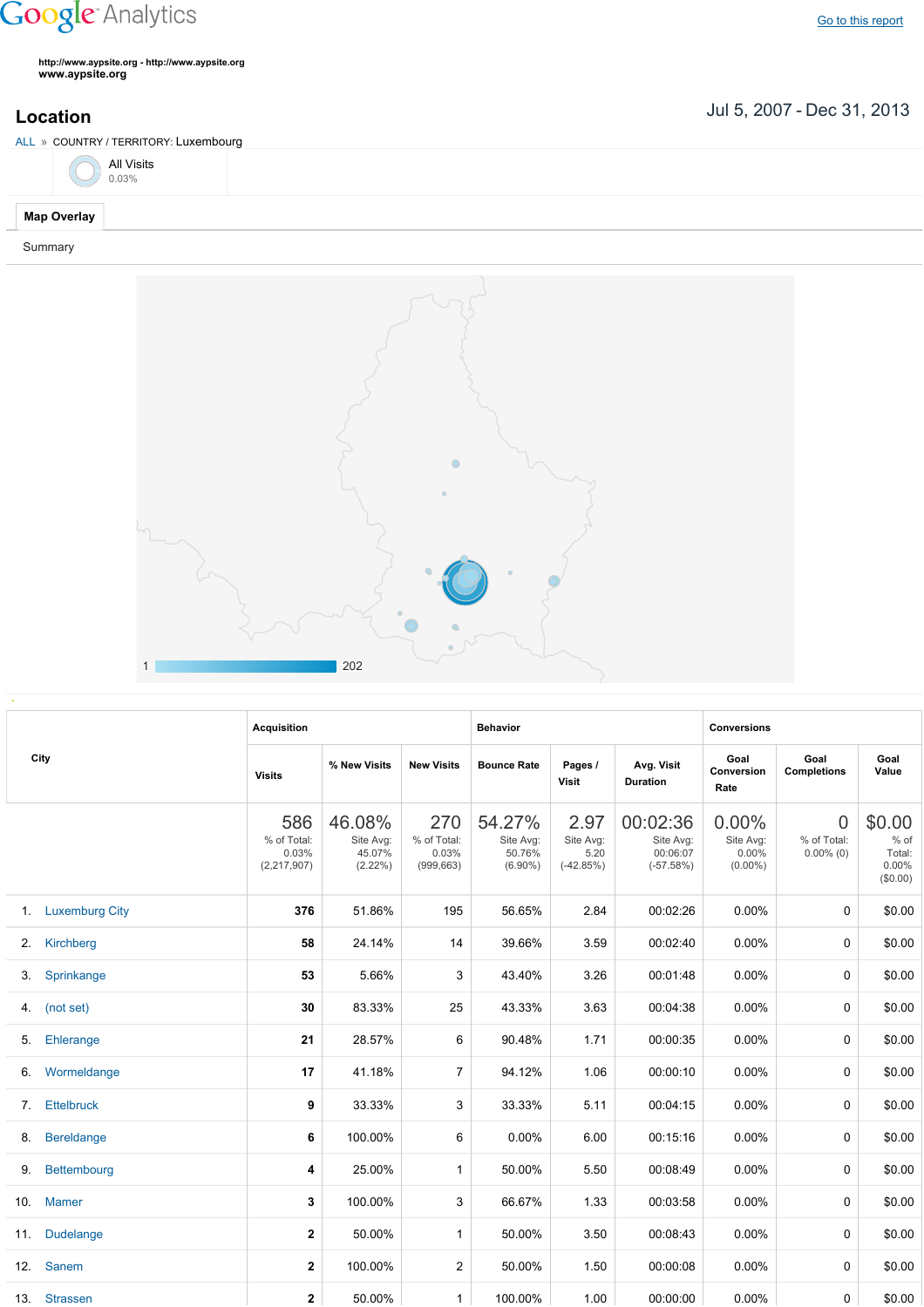Google Analytics

Go to this report

http://www.aypsite.org - http://www.aypsite.org
**www.aypsite.org**

## Location

Jul 5, 2007 - Dec 31, 2013

ALL » COUNTRY / TERRITORY: Luxembourg

All Visits
0.03%

**Map Overlay**

Summary

1 202

| City | Acquisition | | | Behavior | | | Conversions | | |
|---|---|---|---|---|---|---|---|---|---|
| | Visits | % New Visits | New Visits | Bounce Rate | Pages / Visit | Avg. Visit Duration | Goal Conversion Rate | Goal Completions | Goal Value |
| | 586 % of Total: 0.03% (2,217,907) | 46.08% Site Avg: 45.07% (2.22%) | 270 % of Total: 0.03% (999,663) | 54.27% Site Avg: 50.76% (6.90%) | 2.97 Site Avg: 5.20 (-42.85%) | 00:02:36 Site Avg: 00:06:07 (-57.58%) | 0.00% Site Avg: 0.00% (0.00%) | 0 % of Total: 0.00% (0) | $0.00 % of Total: 0.00% ($0.00) |
| 1. Luxemburg City | **376** | 51.86% | 195 | 56.65% | 2.84 | 00:02:26 | 0.00% | 0 | $0.00 |
| 2. Kirchberg | **58** | 24.14% | 14 | 39.66% | 3.59 | 00:02:40 | 0.00% | 0 | $0.00 |
| 3. Sprinkange | **53** | 5.66% | 3 | 43.40% | 3.26 | 00:01:48 | 0.00% | 0 | $0.00 |
| 4. (not set) | **30** | 83.33% | 25 | 43.33% | 3.63 | 00:04:38 | 0.00% | 0 | $0.00 |
| 5. Ehlerange | **21** | 28.57% | 6 | 90.48% | 1.71 | 00:00:35 | 0.00% | 0 | $0.00 |
| 6. Wormeldange | **17** | 41.18% | 7 | 94.12% | 1.06 | 00:00:10 | 0.00% | 0 | $0.00 |
| 7. Ettelbruck | **9** | 33.33% | 3 | 33.33% | 5.11 | 00:04:15 | 0.00% | 0 | $0.00 |
| 8. Bereldange | **6** | 100.00% | 6 | 0.00% | 6.00 | 00:15:16 | 0.00% | 0 | $0.00 |
| 9. Bettembourg | **4** | 25.00% | 1 | 50.00% | 5.50 | 00:08:49 | 0.00% | 0 | $0.00 |
| 10. Mamer | **3** | 100.00% | 3 | 66.67% | 1.33 | 00:03:58 | 0.00% | 0 | $0.00 |
| 11. Dudelange | **2** | 50.00% | 1 | 50.00% | 3.50 | 00:08:43 | 0.00% | 0 | $0.00 |
| 12. Sanem | **2** | 100.00% | 2 | 50.00% | 1.50 | 00:00:08 | 0.00% | 0 | $0.00 |
| 13. Strassen | **2** | 50.00% | 1 | 100.00% | 1.00 | 00:00:00 | 0.00% | 0 | $0.00 |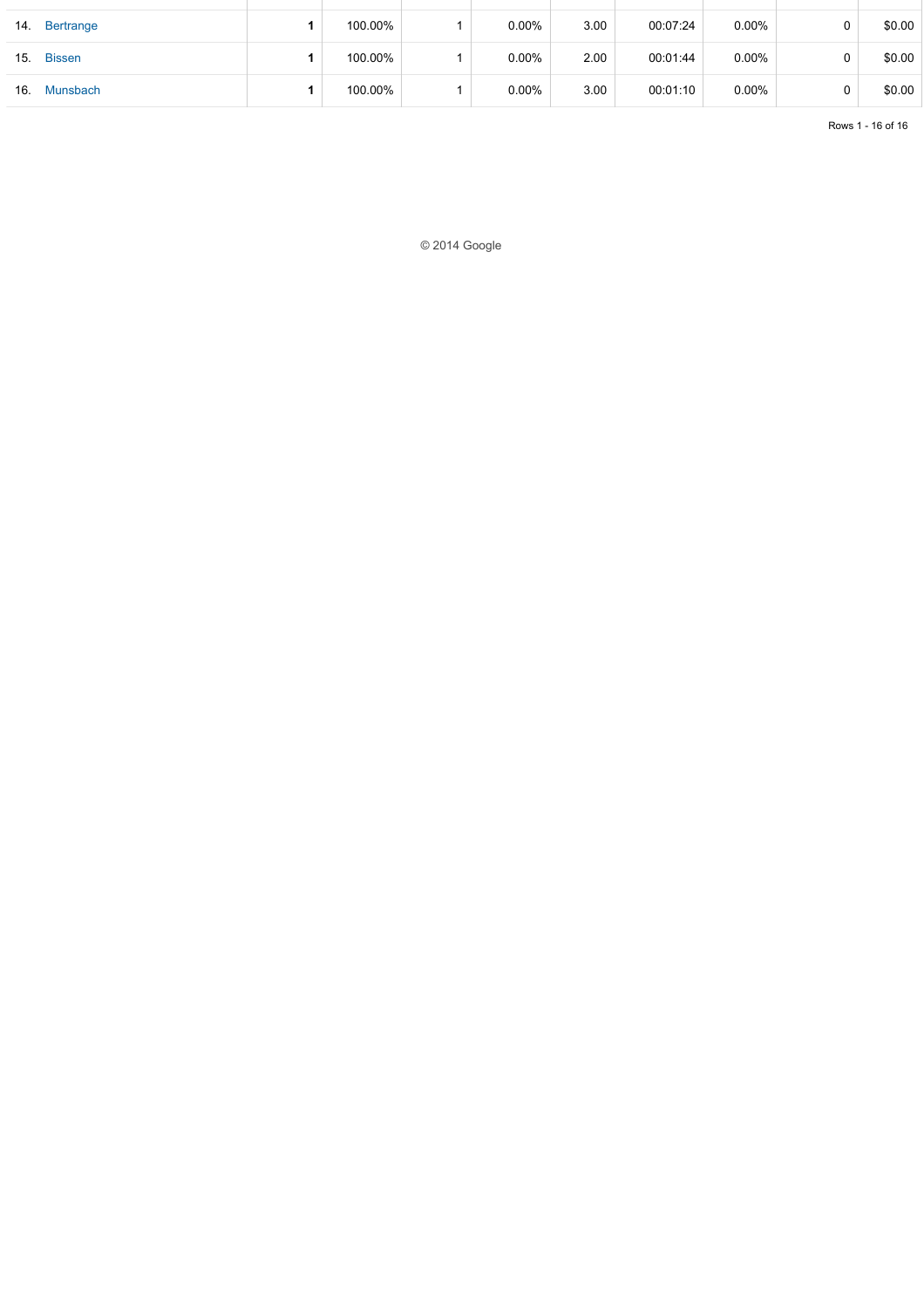| | | | | | | | | | |
|---|---|---|---|---|---|---|---|---|---|
| 14. | Bertrange | **1** | 100.00% | 1 | 0.00% | 3.00 | 00:07:24 | 0.00% | 0 | $0.00 |
| 15. | Bissen | **1** | 100.00% | 1 | 0.00% | 2.00 | 00:01:44 | 0.00% | 0 | $0.00 |
| 16. | Munsbach | **1** | 100.00% | 1 | 0.00% | 3.00 | 00:01:10 | 0.00% | 0 | $0.00 |

Rows 1 - 16 of 16

© 2014 Google